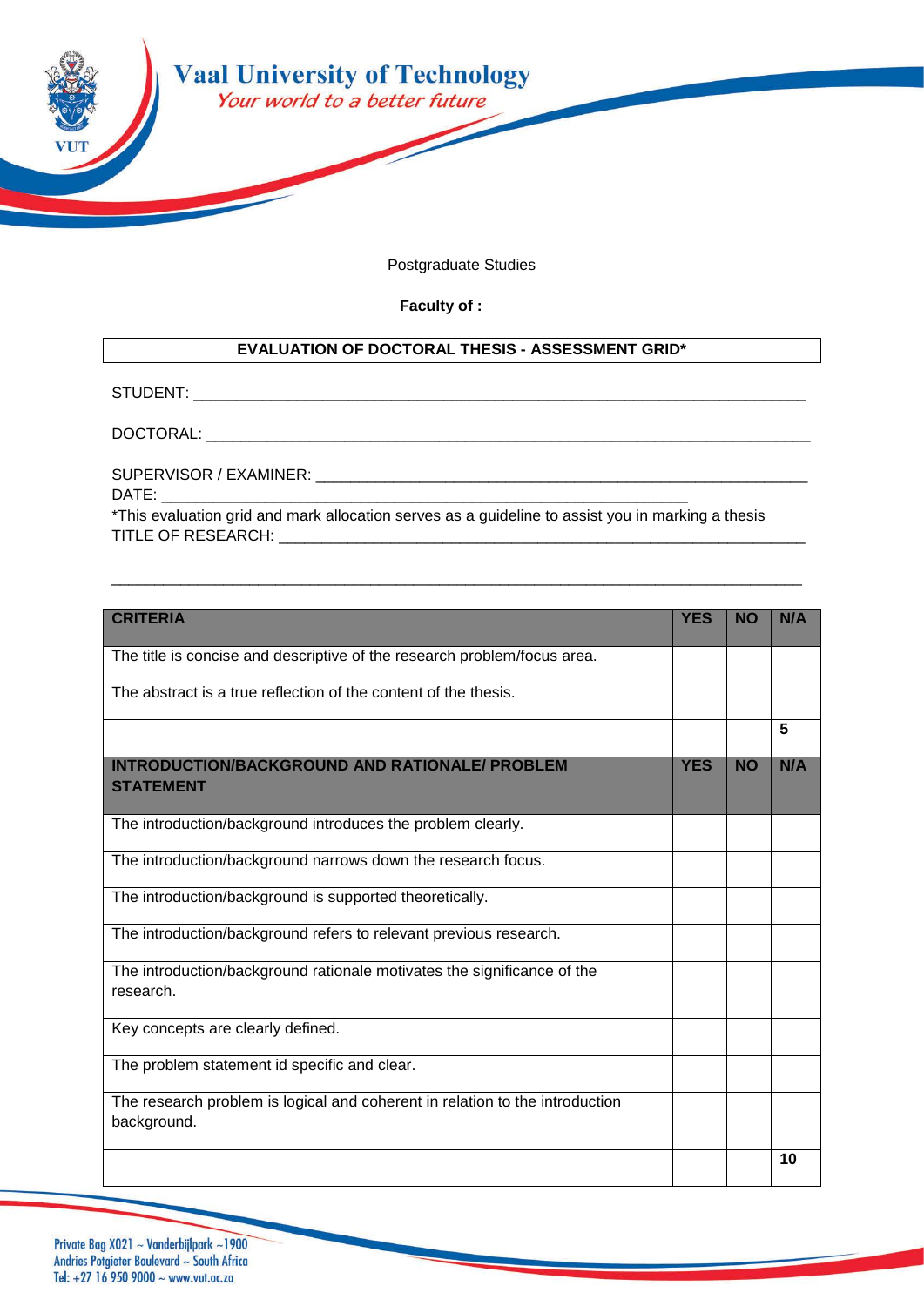# Vaal University of Technology

*Your world to a better future*

Postgraduate Studies

**Faculty of :**

| **EVALUATION OF DOCTORAL THESIS - ASSESSMENT GRID*** |
|---|

STUDENT: ___________________________________________________________________________

DOCTORAL: __________________________________________________________________________

SUPERVISOR / EXAMINER: ____________________________________________________________
DATE: _________________________________________________________________
*This evaluation grid and mark allocation serves as a guideline to assist you in marking a thesis
TITLE OF RESEARCH: ________________________________________________________________

___________________________________________________________________________________

| **CRITERIA** | **YES** | **NO** | **N/A** |
|---|---|---|---|
| The title is concise and descriptive of the research problem/focus area. | | | |
| The abstract is a true reflection of the content of the thesis. | | | |
| | | | **5** |
| **INTRODUCTION/BACKGROUND AND RATIONALE/ PROBLEM STATEMENT** | **YES** | **NO** | **N/A** |
| The introduction/background introduces the problem clearly. | | | |
| The introduction/background narrows down the research focus. | | | |
| The introduction/background is supported theoretically. | | | |
| The introduction/background refers to relevant previous research. | | | |
| The introduction/background rationale motivates the significance of the research. | | | |
| Key concepts are clearly defined. | | | |
| The problem statement id specific and clear. | | | |
| The research problem is logical and coherent in relation to the introduction background. | | | |
| | | | **10** |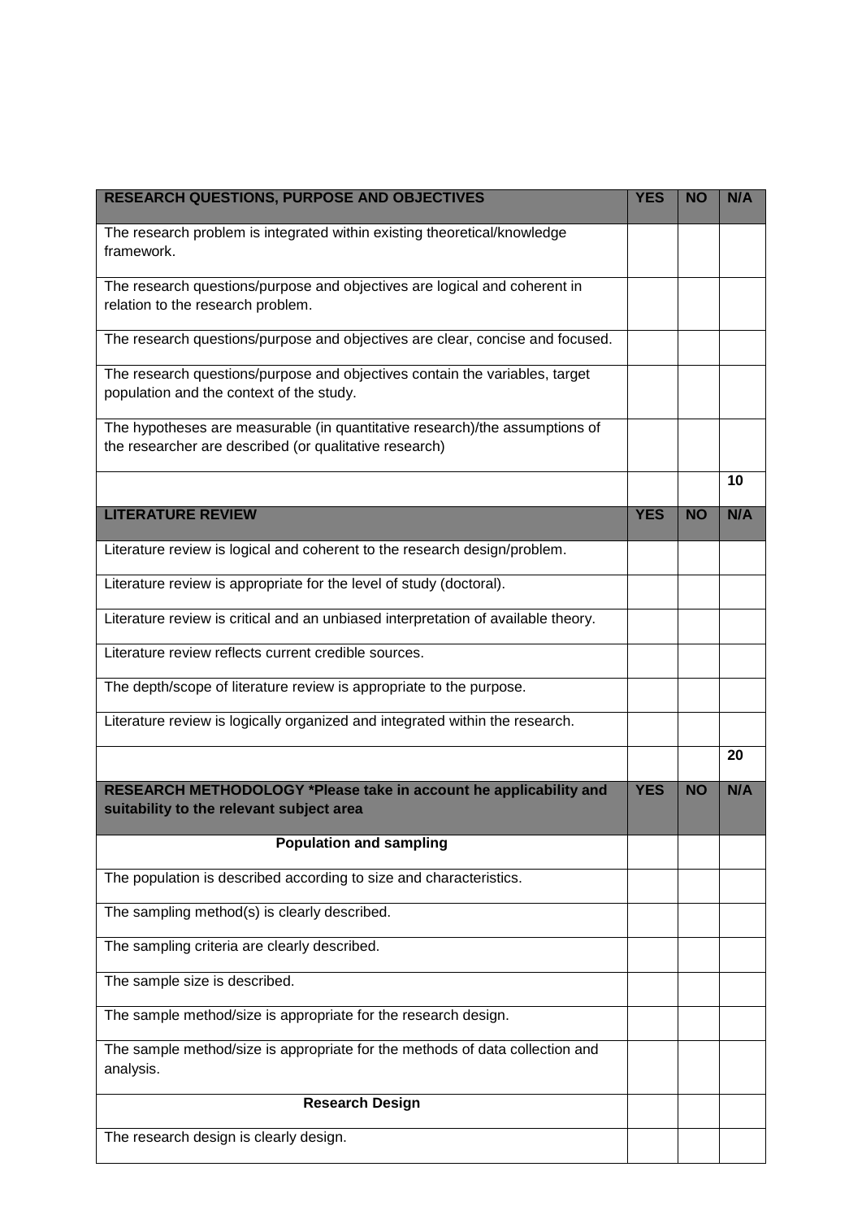| RESEARCH QUESTIONS, PURPOSE AND OBJECTIVES | YES | NO | N/A |
|---|---|---|---|
| The research problem is integrated within existing theoretical/knowledge framework. | | | |
| The research questions/purpose and objectives are logical and coherent in relation to the research problem. | | | |
| The research questions/purpose and objectives are clear, concise and focused. | | | |
| The research questions/purpose and objectives contain the variables, target population and the context of the study. | | | |
| The hypotheses are measurable (in quantitative research)/the assumptions of the researcher are described (or qualitative research) | | | |
| | | | **10** |
| **LITERATURE REVIEW** | **YES** | **NO** | **N/A** |
| Literature review is logical and coherent to the research design/problem. | | | |
| Literature review is appropriate for the level of study (doctoral). | | | |
| Literature review is critical and an unbiased interpretation of available theory. | | | |
| Literature review reflects current credible sources. | | | |
| The depth/scope of literature review is appropriate to the purpose. | | | |
| Literature review is logically organized and integrated within the research. | | | |
| | | | **20** |
| **RESEARCH METHODOLOGY *Please take in account he applicability and suitability to the relevant subject area** | **YES** | **NO** | **N/A** |
| **Population and sampling** | | | |
| The population is described according to size and characteristics. | | | |
| The sampling method(s) is clearly described. | | | |
| The sampling criteria are clearly described. | | | |
| The sample size is described. | | | |
| The sample method/size is appropriate for the research design. | | | |
| The sample method/size is appropriate for the methods of data collection and analysis. | | | |
| **Research Design** | | | |
| The research design is clearly design. | | | |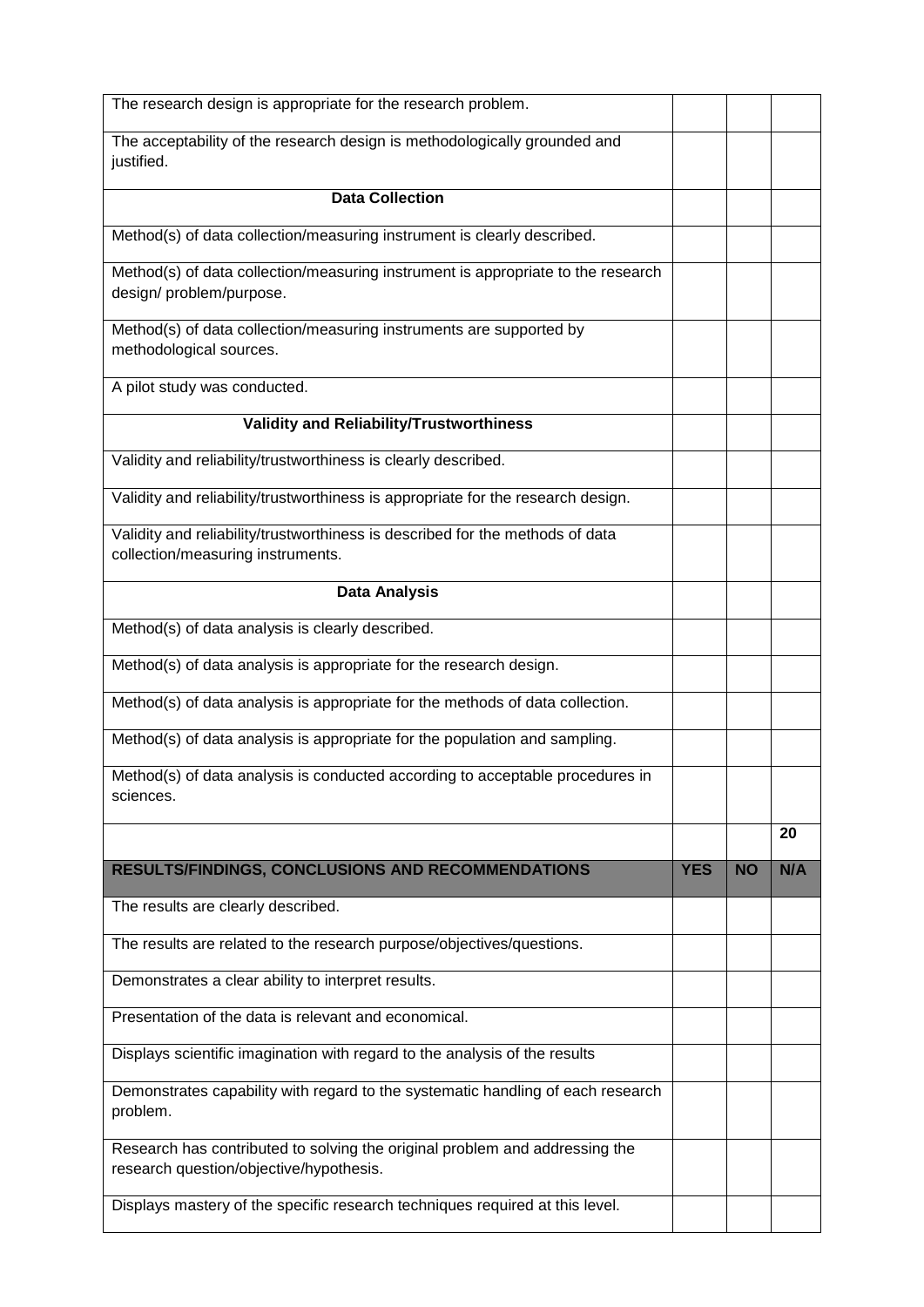| | | | |
|---|---|---|---|
| The research design is appropriate for the research problem. | | | |
| The acceptability of the research design is methodologically grounded and justified. | | | |
| **Data Collection** | | | |
| Method(s) of data collection/measuring instrument is clearly described. | | | |
| Method(s) of data collection/measuring instrument is appropriate to the research design/ problem/purpose. | | | |
| Method(s) of data collection/measuring instruments are supported by methodological sources. | | | |
| A pilot study was conducted. | | | |
| **Validity and Reliability/Trustworthiness** | | | |
| Validity and reliability/trustworthiness is clearly described. | | | |
| Validity and reliability/trustworthiness is appropriate for the research design. | | | |
| Validity and reliability/trustworthiness is described for the methods of data collection/measuring instruments. | | | |
| **Data Analysis** | | | |
| Method(s) of data analysis is clearly described. | | | |
| Method(s) of data analysis is appropriate for the research design. | | | |
| Method(s) of data analysis is appropriate for the methods of data collection. | | | |
| Method(s) of data analysis is appropriate for the population and sampling. | | | |
| Method(s) of data analysis is conducted according to acceptable procedures in sciences. | | | |
| | | | **20** |

| **RESULTS/FINDINGS, CONCLUSIONS AND RECOMMENDATIONS** | **YES** | **NO** | **N/A** |
|---|---|---|---|
| The results are clearly described. | | | |
| The results are related to the research purpose/objectives/questions. | | | |
| Demonstrates a clear ability to interpret results. | | | |
| Presentation of the data is relevant and economical. | | | |
| Displays scientific imagination with regard to the analysis of the results | | | |
| Demonstrates capability with regard to the systematic handling of each research problem. | | | |
| Research has contributed to solving the original problem and addressing the research question/objective/hypothesis. | | | |
| Displays mastery of the specific research techniques required at this level. | | | |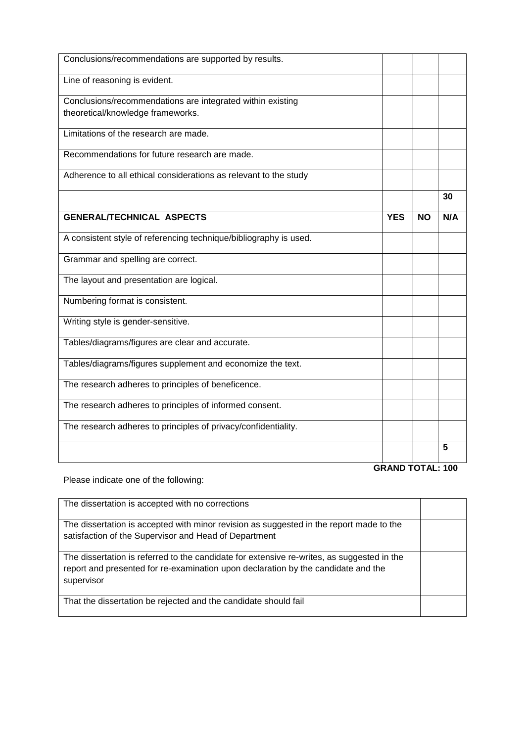| | | | |
|---|---|---|---|
| Conclusions/recommendations are supported by results. | | | |
| Line of reasoning is evident. | | | |
| Conclusions/recommendations are integrated within existing theoretical/knowledge frameworks. | | | |
| Limitations of the research are made. | | | |
| Recommendations for future research are made. | | | |
| Adherence to all ethical considerations as relevant to the study | | | |
| | | | **30** |
| **GENERAL/TECHNICAL ASPECTS** | **YES** | **NO** | **N/A** |
| A consistent style of referencing technique/bibliography is used. | | | |
| Grammar and spelling are correct. | | | |
| The layout and presentation are logical. | | | |
| Numbering format is consistent. | | | |
| Writing style is gender-sensitive. | | | |
| Tables/diagrams/figures are clear and accurate. | | | |
| Tables/diagrams/figures supplement and economize the text. | | | |
| The research adheres to principles of beneficence. | | | |
| The research adheres to principles of informed consent. | | | |
| The research adheres to principles of privacy/confidentiality. | | | |
| | | | **5** |

**GRAND TOTAL: 100**

Please indicate one of the following:

| | |
|---|---|
| The dissertation is accepted with no corrections | |
| The dissertation is accepted with minor revision as suggested in the report made to the satisfaction of the Supervisor and Head of Department | |
| The dissertation is referred to the candidate for extensive re-writes, as suggested in the report and presented for re-examination upon declaration by the candidate and the supervisor | |
| That the dissertation be rejected and the candidate should fail | |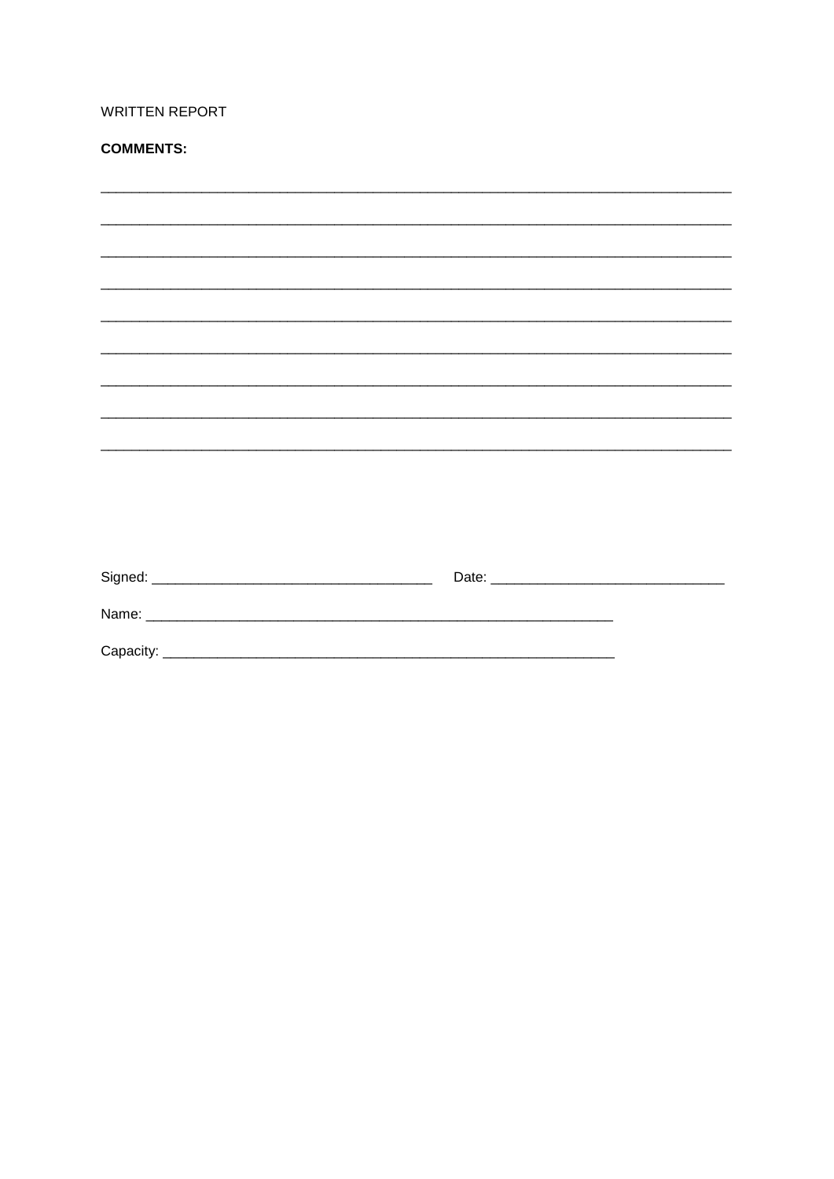WRITTEN REPORT

**COMMENTS:**

______________________________________________________________________________

______________________________________________________________________________

______________________________________________________________________________

______________________________________________________________________________

______________________________________________________________________________

______________________________________________________________________________

______________________________________________________________________________

______________________________________________________________________________

______________________________________________________________________________

Signed: ___________________________________ Date: ______________________________

Name: ____________________________________________________________

Capacity: __________________________________________________________